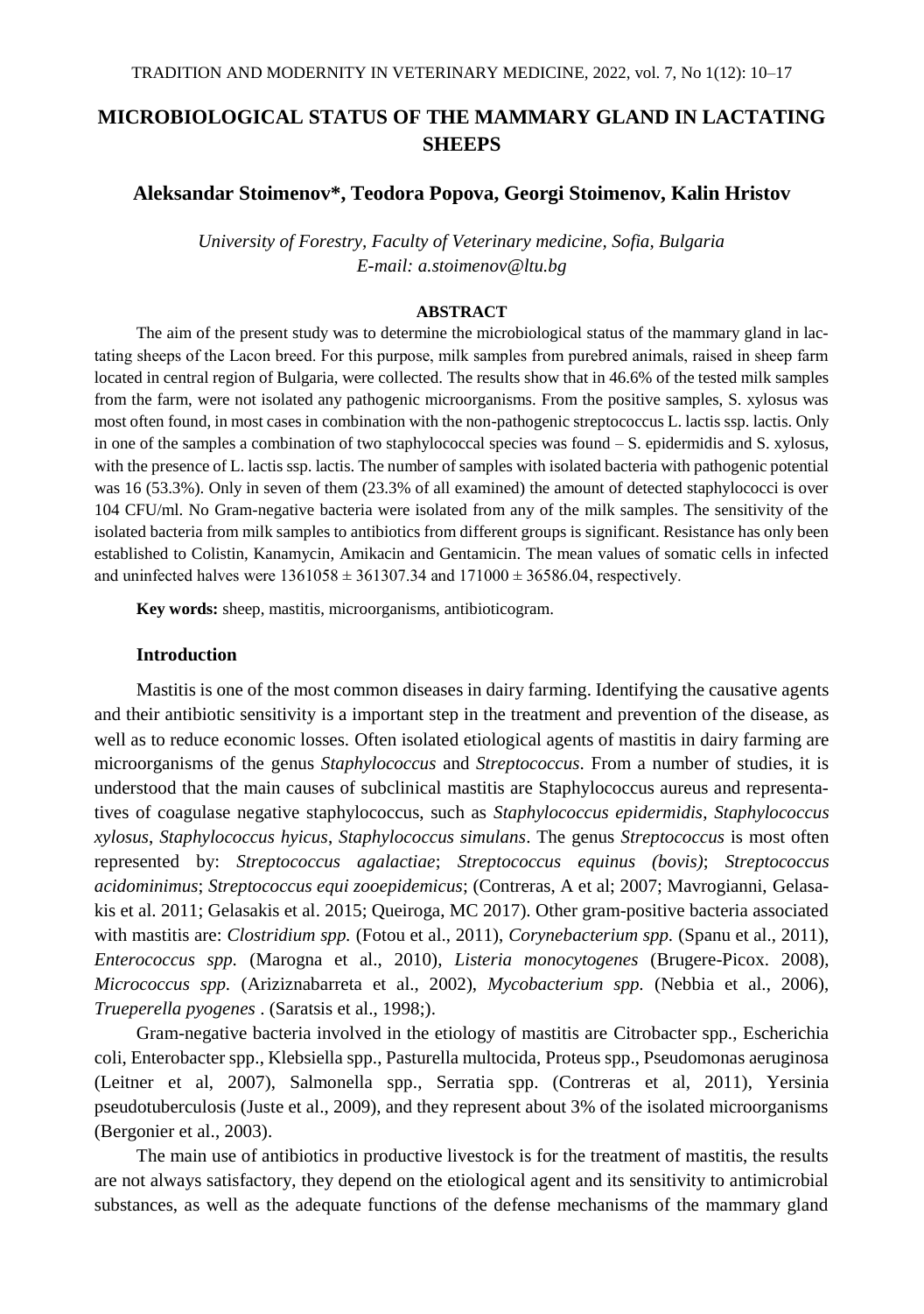# MICROBIOLOGICAL STATUS OF THE MAMMARY GLAND IN LACTATING SHEEPS

**Aleksandar Stoimenov\*, Teodora Popova, Georgi Stoimenov, Kalin Hristov**

*University of Forestry, Faculty of Veterinary medicine, Sofia, Bulgaria*
*E-mail: a.stoimenov@ltu.bg*

## ABSTRACT

The aim of the present study was to determine the microbiological status of the mammary gland in lactating sheeps of the Lacon breed. For this purpose, milk samples from purebred animals, raised in sheep farm located in central region of Bulgaria, were collected. The results show that in 46.6% of the tested milk samples from the farm, were not isolated any pathogenic microorganisms. From the positive samples, S. xylosus was most often found, in most cases in combination with the non-pathogenic streptococcus L. lactis ssp. lactis. Only in one of the samples a combination of two staphylococcal species was found – S. epidermidis and S. xylosus, with the presence of L. lactis ssp. lactis. The number of samples with isolated bacteria with pathogenic potential was 16 (53.3%). Only in seven of them (23.3% of all examined) the amount of detected staphylococci is over 104 CFU/ml. No Gram-negative bacteria were isolated from any of the milk samples. The sensitivity of the isolated bacteria from milk samples to antibiotics from different groups is significant. Resistance has only been established to Colistin, Kanamycin, Amikacin and Gentamicin. The mean values of somatic cells in infected and uninfected halves were 1361058 ± 361307.34 and 171000 ± 36586.04, respectively.

**Key words:** sheep, mastitis, microorganisms, antibioticogram.

## Introduction

Mastitis is one of the most common diseases in dairy farming. Identifying the causative agents and their antibiotic sensitivity is a important step in the treatment and prevention of the disease, as well as to reduce economic losses. Often isolated etiological agents of mastitis in dairy farming are microorganisms of the genus *Staphylococcus* and *Streptococcus*. From a number of studies, it is understood that the main causes of subclinical mastitis are Staphylococcus aureus and representatives of coagulase negative staphylococcus, such as *Staphylococcus epidermidis*, *Staphylococcus xylosus*, *Staphylococcus hyicus*, *Staphylococcus simulans*. The genus *Streptococcus* is most often represented by: *Streptococcus agalactiae*; *Streptococcus equinus (bovis)*; *Streptococcus acidominimus*; *Streptococcus equi zooepidemicus*; (Contreras, A et al; 2007; Mavrogianni, Gelasakis et al. 2011; Gelasakis et al. 2015; Queiroga, MC 2017). Other gram-positive bacteria associated with mastitis are: *Clostridium spp.* (Fotou et al., 2011), *Corynebacterium spp.* (Spanu et al., 2011), *Enterococcus spp.* (Marogna et al., 2010), *Listeria monocytogenes* (Brugere-Picox. 2008), *Micrococcus spp.* (Ariziznabarreta et al., 2002), *Mycobacterium spp.* (Nebbia et al., 2006), *Trueperella pyogenes* . (Saratsis et al., 1998;).

Gram-negative bacteria involved in the etiology of mastitis are Citrobacter spp., Escherichia coli, Enterobacter spp., Klebsiella spp., Pasturella multocida, Proteus spp., Pseudomonas aeruginosa (Leitner et al, 2007), Salmonella spp., Serratia spp. (Contreras et al, 2011), Yersinia pseudotuberculosis (Juste et al., 2009), and they represent about 3% of the isolated microorganisms (Bergonier et al., 2003).

The main use of antibiotics in productive livestock is for the treatment of mastitis, the results are not always satisfactory, they depend on the etiological agent and its sensitivity to antimicrobial substances, as well as the adequate functions of the defense mechanisms of the mammary gland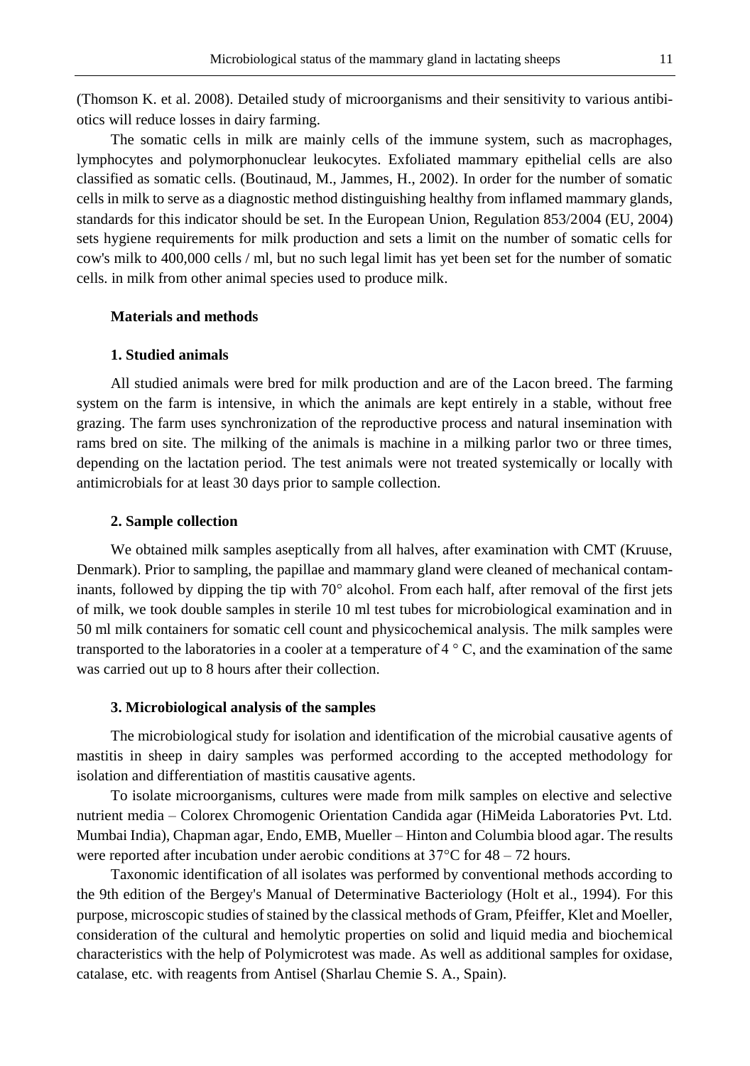(Thomson K. et al. 2008). Detailed study of microorganisms and their sensitivity to various antibiotics will reduce losses in dairy farming.

The somatic cells in milk are mainly cells of the immune system, such as macrophages, lymphocytes and polymorphonuclear leukocytes. Exfoliated mammary epithelial cells are also classified as somatic cells. (Boutinaud, M., Jammes, H., 2002). In order for the number of somatic cells in milk to serve as a diagnostic method distinguishing healthy from inflamed mammary glands, standards for this indicator should be set. In the European Union, Regulation 853/2004 (EU, 2004) sets hygiene requirements for milk production and sets a limit on the number of somatic cells for cow's milk to 400,000 cells / ml, but no such legal limit has yet been set for the number of somatic cells. in milk from other animal species used to produce milk.

## Materials and methods

### 1. Studied animals

All studied animals were bred for milk production and are of the Lacon breed. The farming system on the farm is intensive, in which the animals are kept entirely in a stable, without free grazing. The farm uses synchronization of the reproductive process and natural insemination with rams bred on site. The milking of the animals is machine in a milking parlor two or three times, depending on the lactation period. The test animals were not treated systemically or locally with antimicrobials for at least 30 days prior to sample collection.

### 2. Sample collection

We obtained milk samples aseptically from all halves, after examination with CMT (Kruuse, Denmark). Prior to sampling, the papillae and mammary gland were cleaned of mechanical contaminants, followed by dipping the tip with 70° alcohol. From each half, after removal of the first jets of milk, we took double samples in sterile 10 ml test tubes for microbiological examination and in 50 ml milk containers for somatic cell count and physicochemical analysis. The milk samples were transported to the laboratories in a cooler at a temperature of 4 ° C, and the examination of the same was carried out up to 8 hours after their collection.

### 3. Microbiological analysis of the samples

The microbiological study for isolation and identification of the microbial causative agents of mastitis in sheep in dairy samples was performed according to the accepted methodology for isolation and differentiation of mastitis causative agents.

To isolate microorganisms, cultures were made from milk samples on elective and selective nutrient media – Colorex Chromogenic Orientation Candida agar (HiMeida Laboratories Pvt. Ltd. Mumbai India), Chapman agar, Endo, EMB, Mueller – Hinton and Columbia blood agar. The results were reported after incubation under aerobic conditions at 37°C for 48 – 72 hours.

Taxonomic identification of all isolates was performed by conventional methods according to the 9th edition of the Bergey's Manual of Determinative Bacteriology (Holt et al., 1994). For this purpose, microscopic studies of stained by the classical methods of Gram, Pfeiffer, Klet and Moeller, consideration of the cultural and hemolytic properties on solid and liquid media and biochemical characteristics with the help of Polymicrotest was made. As well as additional samples for oxidase, catalase, etc. with reagents from Antisel (Sharlau Chemie S. A., Spain).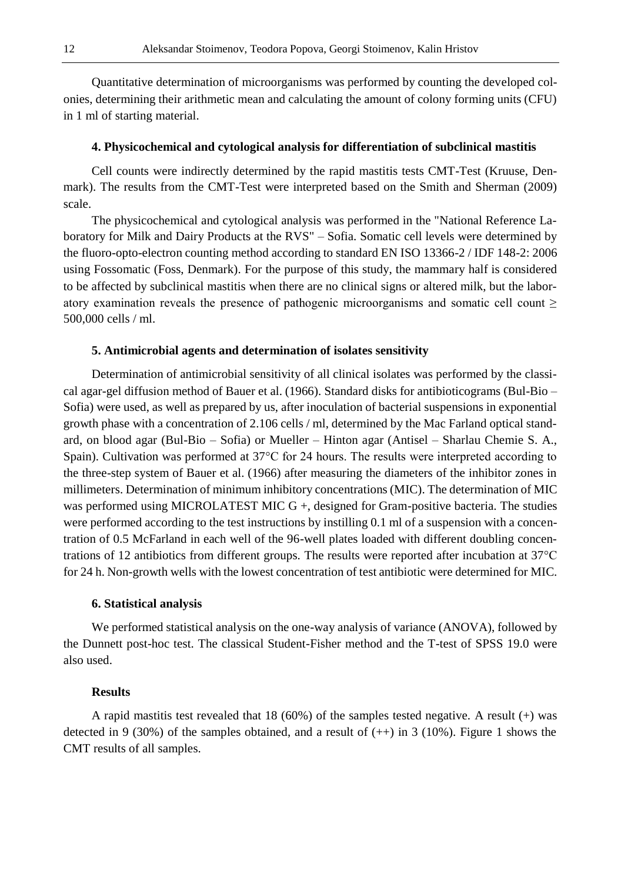Quantitative determination of microorganisms was performed by counting the developed colonies, determining their arithmetic mean and calculating the amount of colony forming units (CFU) in 1 ml of starting material.

#### 4. Physicochemical and cytological analysis for differentiation of subclinical mastitis

Cell counts were indirectly determined by the rapid mastitis tests CMT-Test (Kruuse, Denmark). The results from the CMT-Test were interpreted based on the Smith and Sherman (2009) scale.

The physicochemical and cytological analysis was performed in the "National Reference Laboratory for Milk and Dairy Products at the RVS" – Sofia. Somatic cell levels were determined by the fluoro-opto-electron counting method according to standard EN ISO 13366-2 / IDF 148-2: 2006 using Fossomatic (Foss, Denmark). For the purpose of this study, the mammary half is considered to be affected by subclinical mastitis when there are no clinical signs or altered milk, but the laboratory examination reveals the presence of pathogenic microorganisms and somatic cell count $\geq$ 500,000 cells / ml.

#### 5. Antimicrobial agents and determination of isolates sensitivity

Determination of antimicrobial sensitivity of all clinical isolates was performed by the classical agar-gel diffusion method of Bauer et al. (1966). Standard disks for antibioticograms (Bul-Bio – Sofia) were used, as well as prepared by us, after inoculation of bacterial suspensions in exponential growth phase with a concentration of 2.106 cells / ml, determined by the Mac Farland optical standard, on blood agar (Bul-Bio – Sofia) or Mueller – Hinton agar (Antisel – Sharlau Chemie S. A., Spain). Cultivation was performed at 37°C for 24 hours. The results were interpreted according to the three-step system of Bauer et al. (1966) after measuring the diameters of the inhibitor zones in millimeters. Determination of minimum inhibitory concentrations (MIC). The determination of MIC was performed using MICROLATEST MIC G +, designed for Gram-positive bacteria. The studies were performed according to the test instructions by instilling 0.1 ml of a suspension with a concentration of 0.5 McFarland in each well of the 96-well plates loaded with different doubling concentrations of 12 antibiotics from different groups. The results were reported after incubation at 37°C for 24 h. Non-growth wells with the lowest concentration of test antibiotic were determined for MIC.

#### 6. Statistical analysis

We performed statistical analysis on the one-way analysis of variance (ANOVA), followed by the Dunnett post-hoc test. The classical Student-Fisher method and the T-test of SPSS 19.0 were also used.

#### Results

A rapid mastitis test revealed that 18 (60%) of the samples tested negative. A result (+) was detected in 9 (30%) of the samples obtained, and a result of (++) in 3 (10%). Figure 1 shows the CMT results of all samples.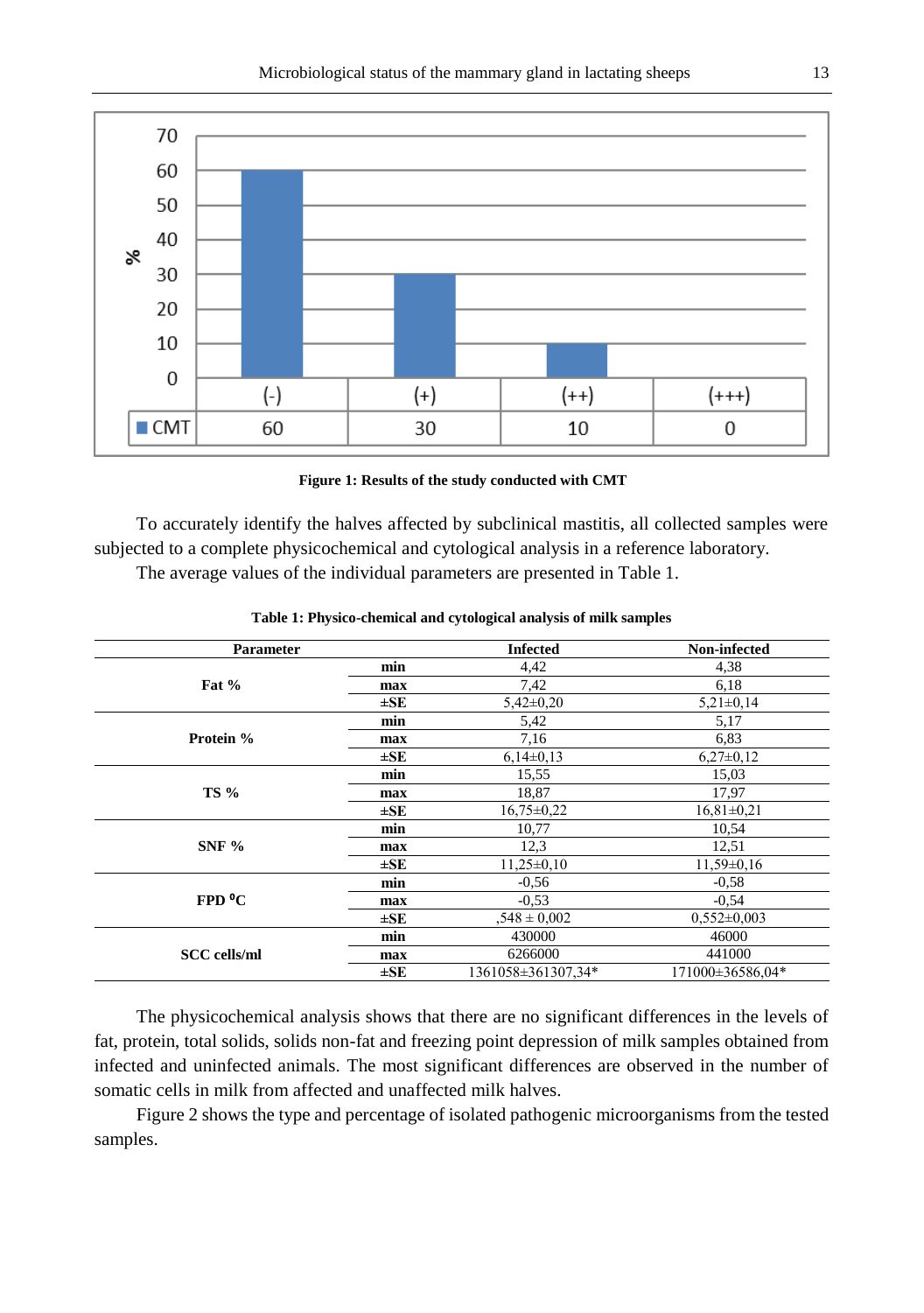70
60
50
40
%
30
20
10
0

(-) (+) (++) (+++)

CMT 60 30 10 0

**Figure 1: Results of the study conducted with CMT**

To accurately identify the halves affected by subclinical mastitis, all collected samples were subjected to a complete physicochemical and cytological analysis in a reference laboratory.

The average values of the individual parameters are presented in Table 1.

**Table 1: Physico-chemical and cytological analysis of milk samples**

| Parameter | | Infected | Non-infected |
|---|---|---|---|
| Fat % | min | 4,42 | 4,38 |
| | max | 7,42 | 6,18 |
| | ±SE | 5,42±0,20 | 5,21±0,14 |
| Protein % | min | 5,42 | 5,17 |
| | max | 7,16 | 6,83 |
| | ±SE | 6,14±0,13 | 6,27±0,12 |
| TS % | min | 15,55 | 15,03 |
| | max | 18,87 | 17,97 |
| | ±SE | 16,75±0,22 | 16,81±0,21 |
| SNF % | min | 10,77 | 10,54 |
| | max | 12,3 | 12,51 |
| | ±SE | 11,25±0,10 | 11,59±0,16 |
| FPD °C | min | -0,56 | -0,58 |
| | max | -0,53 | -0,54 |
| | ±SE | ,548 ± 0,002 | 0,552±0,003 |
| SCC cells/ml | min | 430000 | 46000 |
| | max | 6266000 | 441000 |
| | ±SE | 1361058±361307,34* | 171000±36586,04* |

The physicochemical analysis shows that there are no significant differences in the levels of fat, protein, total solids, solids non-fat and freezing point depression of milk samples obtained from infected and uninfected animals. The most significant differences are observed in the number of somatic cells in milk from affected and unaffected milk halves.

Figure 2 shows the type and percentage of isolated pathogenic microorganisms from the tested samples.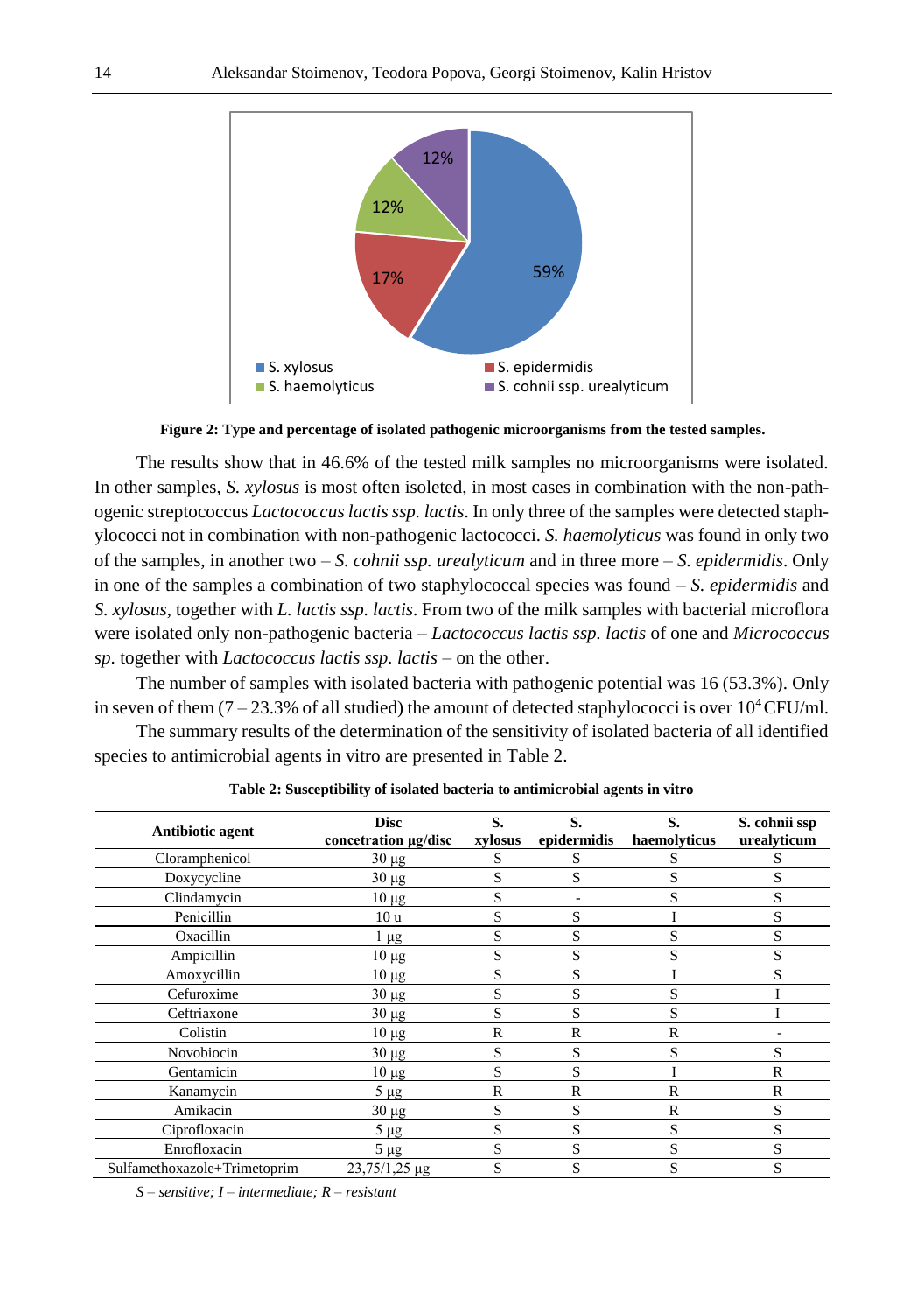12%

12%

17%

59%

S. xylosus
S. epidermidis
S. haemolyticus
S. cohnii ssp. urealyticum

**Figure 2: Type and percentage of isolated pathogenic microorganisms from the tested samples.**

The results show that in 46.6% of the tested milk samples no microorganisms were isolated. In other samples, *S. xylosus* is most often isoleted, in most cases in combination with the non-pathogenic streptococcus *Lactococcus lactis ssp. lactis*. In only three of the samples were detected staphylococci not in combination with non-pathogenic lactococci. *S. haemolyticus* was found in only two of the samples, in another two – *S. cohnii ssp. urealyticum* and in three more – *S. epidermidis*. Only in one of the samples a combination of two staphylococcal species was found – *S. epidermidis* and *S. xylosus*, together with *L. lactis ssp. lactis*. From two of the milk samples with bacterial microflora were isolated only non-pathogenic bacteria – *Lactococcus lactis ssp. lactis* of one and *Micrococcus sp*. together with *Lactococcus lactis ssp. lactis* – on the other.

The number of samples with isolated bacteria with pathogenic potential was 16 (53.3%). Only in seven of them (7 – 23.3% of all studied) the amount of detected staphylococci is over $10^4$ CFU/ml.

The summary results of the determination of the sensitivity of isolated bacteria of all identified species to antimicrobial agents in vitro are presented in Table 2.

**Table 2: Susceptibility of isolated bacteria to antimicrobial agents in vitro**

| Antibiotic agent | Disc concetration μg/disc | S. xylosus | S. epidermidis | S. haemolyticus | S. cohnii ssp urealyticum |
|---|---|---|---|---|---|
| Cloramphenicol | 30 μg | S | S | S | S |
| Doxycycline | 30 μg | S | S | S | S |
| Clindamycin | 10 μg | S | - | S | S |
| Penicillin | 10 u | S | S | I | S |
| Oxacillin | 1 μg | S | S | S | S |
| Ampicillin | 10 μg | S | S | S | S |
| Amoxycillin | 10 μg | S | S | I | S |
| Cefuroxime | 30 μg | S | S | S | I |
| Ceftriaxone | 30 μg | S | S | S | I |
| Colistin | 10 μg | R | R | R | - |
| Novobiocin | 30 μg | S | S | S | S |
| Gentamicin | 10 μg | S | S | I | R |
| Kanamycin | 5 μg | R | R | R | R |
| Amikacin | 30 μg | S | S | R | S |
| Ciprofloxacin | 5 μg | S | S | S | S |
| Enrofloxacin | 5 μg | S | S | S | S |
| Sulfamethoxazole+Trimetoprim | 23,75/1,25 μg | S | S | S | S |

*S – sensitive; I – intermediate; R – resistant*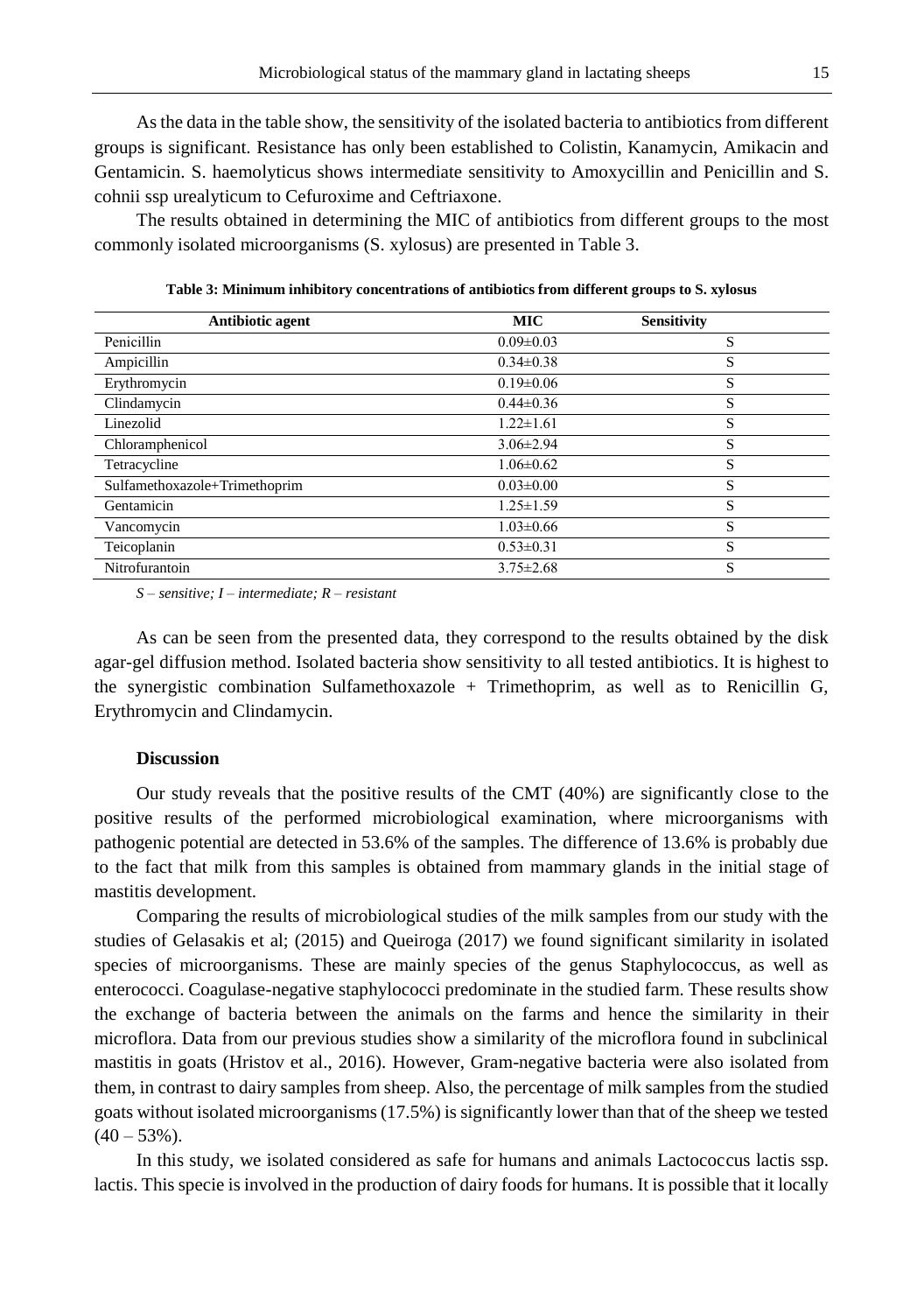As the data in the table show, the sensitivity of the isolated bacteria to antibiotics from different groups is significant. Resistance has only been established to Colistin, Kanamycin, Amikacin and Gentamicin. S. haemolyticus shows intermediate sensitivity to Amoxycillin and Penicillin and S. cohnii ssp urealyticum to Cefuroxime and Ceftriaxone.

The results obtained in determining the MIC of antibiotics from different groups to the most commonly isolated microorganisms (S. xylosus) are presented in Table 3.

**Table 3: Minimum inhibitory concentrations of antibiotics from different groups to S. xylosus**

| Antibiotic agent | MIC | Sensitivity |
|---|---|---|
| Penicillin | 0.09±0.03 | S |
| Ampicillin | 0.34±0.38 | S |
| Erythromycin | 0.19±0.06 | S |
| Clindamycin | 0.44±0.36 | S |
| Linezolid | 1.22±1.61 | S |
| Chloramphenicol | 3.06±2.94 | S |
| Tetracycline | 1.06±0.62 | S |
| Sulfamethoxazole+Trimethoprim | 0.03±0.00 | S |
| Gentamicin | 1.25±1.59 | S |
| Vancomycin | 1.03±0.66 | S |
| Teicoplanin | 0.53±0.31 | S |
| Nitrofurantoin | 3.75±2.68 | S |

*S – sensitive; I – intermediate; R – resistant*

As can be seen from the presented data, they correspond to the results obtained by the disk agar-gel diffusion method. Isolated bacteria show sensitivity to all tested antibiotics. It is highest to the synergistic combination Sulfamethoxazole + Trimethoprim, as well as to Renicillin G, Erythromycin and Clindamycin.

## Discussion

Our study reveals that the positive results of the CMT (40%) are significantly close to the positive results of the performed microbiological examination, where microorganisms with pathogenic potential are detected in 53.6% of the samples. The difference of 13.6% is probably due to the fact that milk from this samples is obtained from mammary glands in the initial stage of mastitis development.

Comparing the results of microbiological studies of the milk samples from our study with the studies of Gelasakis et al; (2015) and Queiroga (2017) we found significant similarity in isolated species of microorganisms. These are mainly species of the genus Staphylococcus, as well as enterococci. Coagulase-negative staphylococci predominate in the studied farm. These results show the exchange of bacteria between the animals on the farms and hence the similarity in their microflora. Data from our previous studies show a similarity of the microflora found in subclinical mastitis in goats (Hristov et al., 2016). However, Gram-negative bacteria were also isolated from them, in contrast to dairy samples from sheep. Also, the percentage of milk samples from the studied goats without isolated microorganisms (17.5%) is significantly lower than that of the sheep we tested (40 – 53%).

In this study, we isolated considered as safe for humans and animals Lactococcus lactis ssp. lactis. This specie is involved in the production of dairy foods for humans. It is possible that it locally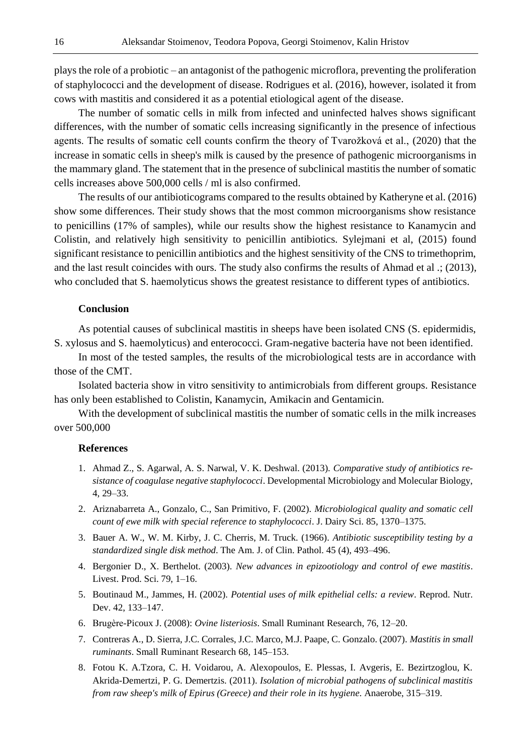plays the role of a probiotic – an antagonist of the pathogenic microflora, preventing the proliferation of staphylococci and the development of disease. Rodrigues et al. (2016), however, isolated it from cows with mastitis and considered it as a potential etiological agent of the disease.

The number of somatic cells in milk from infected and uninfected halves shows significant differences, with the number of somatic cells increasing significantly in the presence of infectious agents. The results of somatic cell counts confirm the theory of Tvarožková et al., (2020) that the increase in somatic cells in sheep's milk is caused by the presence of pathogenic microorganisms in the mammary gland. The statement that in the presence of subclinical mastitis the number of somatic cells increases above 500,000 cells / ml is also confirmed.

The results of our antibioticograms compared to the results obtained by Katheryne et al. (2016) show some differences. Their study shows that the most common microorganisms show resistance to penicillins (17% of samples), while our results show the highest resistance to Kanamycin and Colistin, and relatively high sensitivity to penicillin antibiotics. Sylejmani et al, (2015) found significant resistance to penicillin antibiotics and the highest sensitivity of the CNS to trimethoprim, and the last result coincides with ours. The study also confirms the results of Ahmad et al .; (2013), who concluded that S. haemolyticus shows the greatest resistance to different types of antibiotics.

## Conclusion

As potential causes of subclinical mastitis in sheeps have been isolated CNS (S. epidermidis, S. xylosus and S. haemolyticus) and enterococci. Gram-negative bacteria have not been identified.

In most of the tested samples, the results of the microbiological tests are in accordance with those of the CMT.

Isolated bacteria show in vitro sensitivity to antimicrobials from different groups. Resistance has only been established to Colistin, Kanamycin, Amikacin and Gentamicin.

With the development of subclinical mastitis the number of somatic cells in the milk increases over 500,000

## References

1. Ahmad Z., S. Agarwal, A. S. Narwal, V. K. Deshwal. (2013). *Comparative study of antibiotics resistance of coagulase negative staphylococci*. Developmental Microbiology and Molecular Biology, 4, 29–33.
2. Ariznabarreta A., Gonzalo, C., San Primitivo, F. (2002). *Microbiological quality and somatic cell count of ewe milk with special reference to staphylococci*. J. Dairy Sci. 85, 1370–1375.
3. Bauer A. W., W. M. Kirby, J. C. Cherris, M. Truck. (1966). *Antibiotic susceptibility testing by a standardized single disk method*. The Am. J. of Clin. Pathol. 45 (4), 493–496.
4. Bergonier D., X. Berthelot. (2003). *New advances in epizootiology and control of ewe mastitis*. Livest. Prod. Sci. 79, 1–16.
5. Boutinaud M., Jammes, H. (2002). *Potential uses of milk epithelial cells: a review*. Reprod. Nutr. Dev. 42, 133–147.
6. Brugère-Picoux J. (2008): *Ovine listeriosis*. Small Ruminant Research, 76, 12–20.
7. Contreras A., D. Sierra, J.C. Corrales, J.C. Marco, M.J. Paape, C. Gonzalo. (2007). *Mastitis in small ruminants*. Small Ruminant Research 68, 145–153.
8. Fotou K. A.Tzora, C. H. Voidarou, A. Alexopoulos, E. Plessas, I. Avgeris, E. Bezirtzoglou, K. Akrida-Demertzi, P. G. Demertzis. (2011). *Isolation of microbial pathogens of subclinical mastitis from raw sheep's milk of Epirus (Greece) and their role in its hygiene.* Anaerobe, 315–319.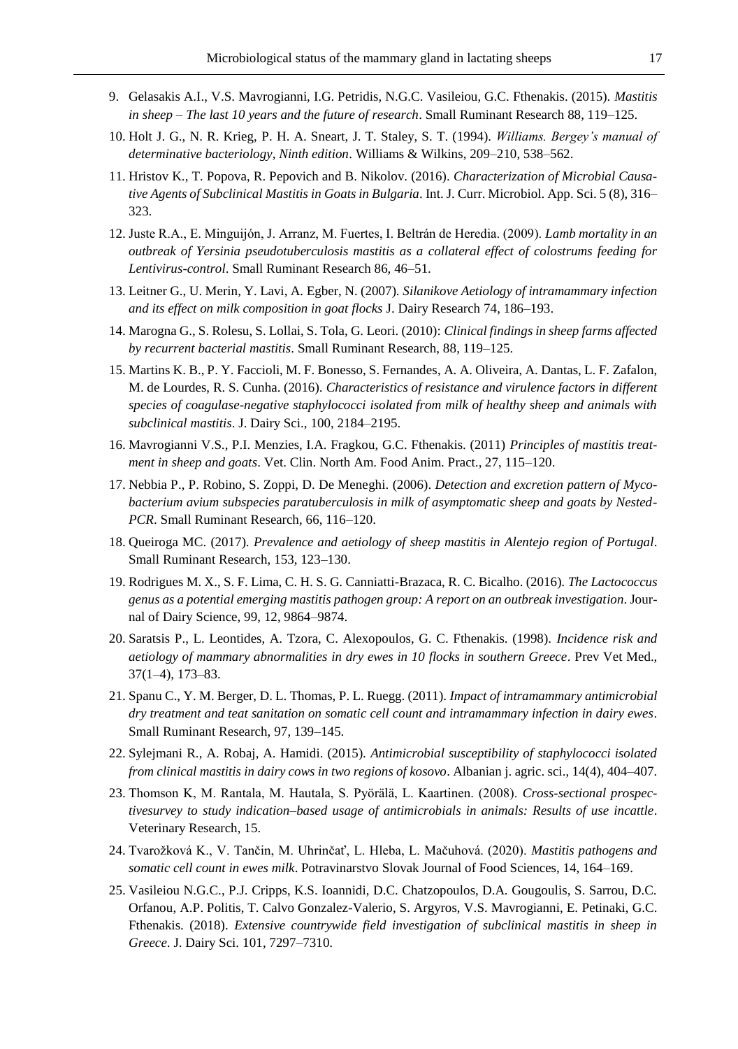9. Gelasakis A.I., V.S. Mavrogianni, I.G. Petridis, N.G.C. Vasileiou, G.C. Fthenakis. (2015). *Mastitis in sheep – The last 10 years and the future of research*. Small Ruminant Research 88, 119–125.

10. Holt J. G., N. R. Krieg, P. H. A. Sneart, J. T. Staley, S. T. (1994). *Williams. Bergey's manual of determinative bacteriology, Ninth edition*. Williams & Wilkins, 209–210, 538–562.

11. Hristov K., T. Popova, R. Pepovich and B. Nikolov. (2016). *Characterization of Microbial Causative Agents of Subclinical Mastitis in Goats in Bulgaria*. Int. J. Curr. Microbiol. App. Sci. 5 (8), 316–323.

12. Juste R.A., E. Minguijón, J. Arranz, M. Fuertes, I. Beltrán de Heredia. (2009). *Lamb mortality in an outbreak of Yersinia pseudotuberculosis mastitis as a collateral effect of colostrums feeding for Lentivirus-control*. Small Ruminant Research 86, 46–51.

13. Leitner G., U. Merin, Y. Lavi, A. Egber, N. (2007). *Silanikove Aetiology of intramammary infection and its effect on milk composition in goat flocks* J. Dairy Research 74, 186–193.

14. Marogna G., S. Rolesu, S. Lollai, S. Tola, G. Leori. (2010): *Clinical findings in sheep farms affected by recurrent bacterial mastitis*. Small Ruminant Research, 88, 119–125.

15. Martins K. B., P. Y. Faccioli, M. F. Bonesso, S. Fernandes, A. A. Oliveira, A. Dantas, L. F. Zafalon, M. de Lourdes, R. S. Cunha. (2016). *Characteristics of resistance and virulence factors in different species of coagulase-negative staphylococci isolated from milk of healthy sheep and animals with subclinical mastitis*. J. Dairy Sci., 100, 2184–2195.

16. Mavrogianni V.S., P.I. Menzies, I.A. Fragkou, G.C. Fthenakis. (2011) *Principles of mastitis treatment in sheep and goats*. Vet. Clin. North Am. Food Anim. Pract., 27, 115–120.

17. Nebbia P., P. Robino, S. Zoppi, D. De Meneghi. (2006). *Detection and excretion pattern of Mycobacterium avium subspecies paratuberculosis in milk of asymptomatic sheep and goats by Nested-PCR*. Small Ruminant Research, 66, 116–120.

18. Queiroga MC. (2017). *Prevalence and aetiology of sheep mastitis in Alentejo region of Portugal*. Small Ruminant Research, 153, 123–130.

19. Rodrigues M. X., S. F. Lima, C. H. S. G. Canniatti-Brazaca, R. C. Bicalho. (2016). *The Lactococcus genus as a potential emerging mastitis pathogen group: A report on an outbreak investigation*. Journal of Dairy Science, 99, 12, 9864–9874.

20. Saratsis P., L. Leontides, A. Tzora, C. Alexopoulos, G. C. Fthenakis. (1998). *Incidence risk and aetiology of mammary abnormalities in dry ewes in 10 flocks in southern Greece*. Prev Vet Med., 37(1–4), 173–83.

21. Spanu C., Y. M. Berger, D. L. Thomas, P. L. Ruegg. (2011). *Impact of intramammary antimicrobial dry treatment and teat sanitation on somatic cell count and intramammary infection in dairy ewes*. Small Ruminant Research, 97, 139–145.

22. Sylejmani R., A. Robaj, A. Hamidi. (2015). *Antimicrobial susceptibility of staphylococci isolated from clinical mastitis in dairy cows in two regions of kosovo*. Albanian j. agric. sci., 14(4), 404–407.

23. Thomson K, M. Rantala, M. Hautala, S. Pyörälä, L. Kaartinen. (2008). *Cross-sectional prospectivesurvey to study indication–based usage of antimicrobials in animals: Results of use incattle*. Veterinary Research, 15.

24. Tvarožková K., V. Tančin, M. Uhrinčať, L. Hleba, L. Mačuhová. (2020). *Mastitis pathogens and somatic cell count in ewes milk*. Potravinarstvo Slovak Journal of Food Sciences, 14, 164–169.

25. Vasileiou N.G.C., P.J. Cripps, K.S. Ioannidi, D.C. Chatzopoulos, D.A. Gougoulis, S. Sarrou, D.C. Orfanou, A.P. Politis, T. Calvo Gonzalez-Valerio, S. Argyros, V.S. Mavrogianni, E. Petinaki, G.C. Fthenakis. (2018). *Extensive countrywide field investigation of subclinical mastitis in sheep in Greece*. J. Dairy Sci. 101, 7297–7310.